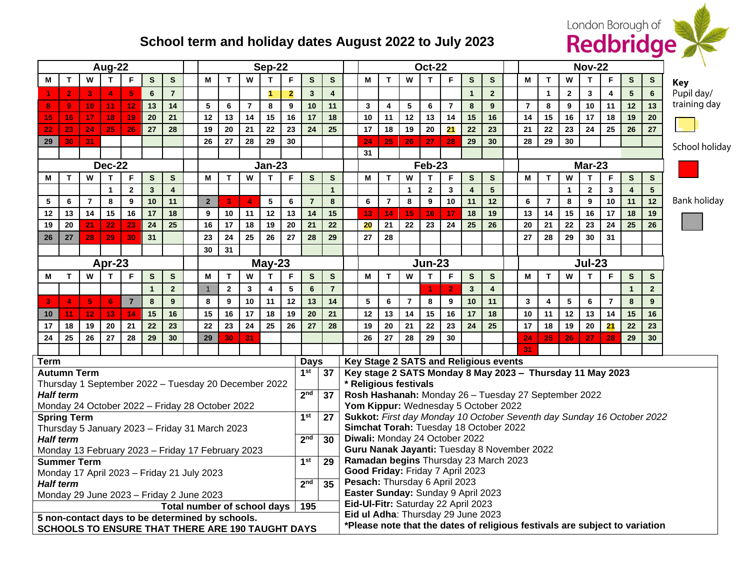# School term and holiday dates August 2022 to July 2023

London Borough of Redbridge

### Aug-22

| M | T | W | T | F | S | S |
|---|---|---|---|---|---|---|
| 1 | 2 | 3 | 4 | 5 | 6 | 7 |
| 8 | 9 | 10 | 11 | 12 | 13 | 14 |
| 15 | 16 | 17 | 18 | 19 | 20 | 21 |
| 22 | 23 | 24 | 25 | 26 | 27 | 28 |
| 29 | 30 | 31 | | | | |

### Sep-22

| M | T | W | T | F | S | S |
|---|---|---|---|---|---|---|
| | | | 1 | 2 | 3 | 4 |
| 5 | 6 | 7 | 8 | 9 | 10 | 11 |
| 12 | 13 | 14 | 15 | 16 | 17 | 18 |
| 19 | 20 | 21 | 22 | 23 | 24 | 25 |
| 26 | 27 | 28 | 29 | 30 | | |

### Oct-22

| M | T | W | T | F | S | S |
|---|---|---|---|---|---|---|
| | | | | | 1 | 2 |
| 3 | 4 | 5 | 6 | 7 | 8 | 9 |
| 10 | 11 | 12 | 13 | 14 | 15 | 16 |
| 17 | 18 | 19 | 20 | 21 | 22 | 23 |
| 24 | 25 | 26 | 27 | 28 | 29 | 30 |
| 31 | | | | | | |

### Nov-22

| M | T | W | T | F | S | S |
|---|---|---|---|---|---|---|
| | 1 | 2 | 3 | 4 | 5 | 6 |
| 7 | 8 | 9 | 10 | 11 | 12 | 13 |
| 14 | 15 | 16 | 17 | 18 | 19 | 20 |
| 21 | 22 | 23 | 24 | 25 | 26 | 27 |
| 28 | 29 | 30 | | | | |

### Dec-22

| M | T | W | T | F | S | S |
|---|---|---|---|---|---|---|
| | | | 1 | 2 | 3 | 4 |
| 5 | 6 | 7 | 8 | 9 | 10 | 11 |
| 12 | 13 | 14 | 15 | 16 | 17 | 18 |
| 19 | 20 | 21 | 22 | 23 | 24 | 25 |
| 26 | 27 | 28 | 29 | 30 | 31 | |

### Jan-23

| M | T | W | T | F | S | S |
|---|---|---|---|---|---|---|
| | | | | | | 1 |
| 2 | 3 | 4 | 5 | 6 | 7 | 8 |
| 9 | 10 | 11 | 12 | 13 | 14 | 15 |
| 16 | 17 | 18 | 19 | 20 | 21 | 22 |
| 23 | 24 | 25 | 26 | 27 | 28 | 29 |
| 30 | 31 | | | | | |

### Feb-23

| M | T | W | T | F | S | S |
|---|---|---|---|---|---|---|
| | | 1 | 2 | 3 | 4 | 5 |
| 6 | 7 | 8 | 9 | 10 | 11 | 12 |
| 13 | 14 | 15 | 16 | 17 | 18 | 19 |
| 20 | 21 | 22 | 23 | 24 | 25 | 26 |
| 27 | 28 | | | | | |

### Mar-23

| M | T | W | T | F | S | S |
|---|---|---|---|---|---|---|
| | | 1 | 2 | 3 | 4 | 5 |
| 6 | 7 | 8 | 9 | 10 | 11 | 12 |
| 13 | 14 | 15 | 16 | 17 | 18 | 19 |
| 20 | 21 | 22 | 23 | 24 | 25 | 26 |
| 27 | 28 | 29 | 30 | 31 | | |

### Apr-23

| M | T | W | T | F | S | S |
|---|---|---|---|---|---|---|
| | | | | | 1 | 2 |
| 3 | 4 | 5 | 6 | 7 | 8 | 9 |
| 10 | 11 | 12 | 13 | 14 | 15 | 16 |
| 17 | 18 | 19 | 20 | 21 | 22 | 23 |
| 24 | 25 | 26 | 27 | 28 | 29 | 30 |

### May-23

| M | T | W | T | F | S | S |
|---|---|---|---|---|---|---|
| 1 | 2 | 3 | 4 | 5 | 6 | 7 |
| 8 | 9 | 10 | 11 | 12 | 13 | 14 |
| 15 | 16 | 17 | 18 | 19 | 20 | 21 |
| 22 | 23 | 24 | 25 | 26 | 27 | 28 |
| 29 | 30 | 31 | | | | |

### Jun-23

| M | T | W | T | F | S | S |
|---|---|---|---|---|---|---|
| | | | 1 | 2 | 3 | 4 |
| 5 | 6 | 7 | 8 | 9 | 10 | 11 |
| 12 | 13 | 14 | 15 | 16 | 17 | 18 |
| 19 | 20 | 21 | 22 | 23 | 24 | 25 |
| 26 | 27 | 28 | 29 | 30 | | |

### Jul-23

| M | T | W | T | F | S | S |
|---|---|---|---|---|---|---|
| | | | | | 1 | 2 |
| 3 | 4 | 5 | 6 | 7 | 8 | 9 |
| 10 | 11 | 12 | 13 | 14 | 15 | 16 |
| 17 | 18 | 19 | 20 | 21 | 22 | 23 |
| 24 | 25 | 26 | 27 | 28 | 29 | 30 |
| 31 | | | | | | |

**Key**

- Pupil day/ training day
- School holiday
- Bank holiday

| Term | Days | |
|---|---|---|
| **Autumn Term** Thursday 1 September 2022 – Tuesday 20 December 2022 | 1st | 37 |
| ***Half term*** Monday 24 October 2022 – Friday 28 October 2022 | 2nd | 37 |
| **Spring Term** Thursday 5 January 2023 – Friday 31 March 2023 | 1st | 27 |
| ***Half term*** Monday 13 February 2023 – Friday 17 February 2023 | 2nd | 30 |
| **Summer Term** Monday 17 April 2023 – Friday 21 July 2023 | 1st | 29 |
| ***Half term*** Monday 29 June 2023 – Friday 2 June 2023 | 2nd | 35 |
| **Total number of school days** | 195 | |

**5 non-contact days to be determined by schools.**
**SCHOOLS TO ENSURE THAT THERE ARE 190 TAUGHT DAYS**

**Key Stage 2 SATS and Religious events**

**Key stage 2 SATS Monday 8 May 2023 – Thursday 11 May 2023**

**\* Religious festivals**

**Rosh Hashanah:** Monday 26 – Tuesday 27 September 2022
**Yom Kippur:** Wednesday 5 October 2022
**Sukkot:** *First day Monday 10 October Seventh day Sunday 16 October 2022*
**Simchat Torah:** Tuesday 18 October 2022
**Diwali:** Monday 24 October 2022
**Guru Nanak Jayanti:** Tuesday 8 November 2022
**Ramadan begins** Thursday 23 March 2023
**Good Friday:** Friday 7 April 2023
**Pesach:** Thursday 6 April 2023
**Easter Sunday:** Sunday 9 April 2023
**Eid-Ul-Fitr:** Saturday 22 April 2023
**Eid ul Adha**: Thursday 29 June 2023

**\*Please note that the dates of religious festivals are subject to variation**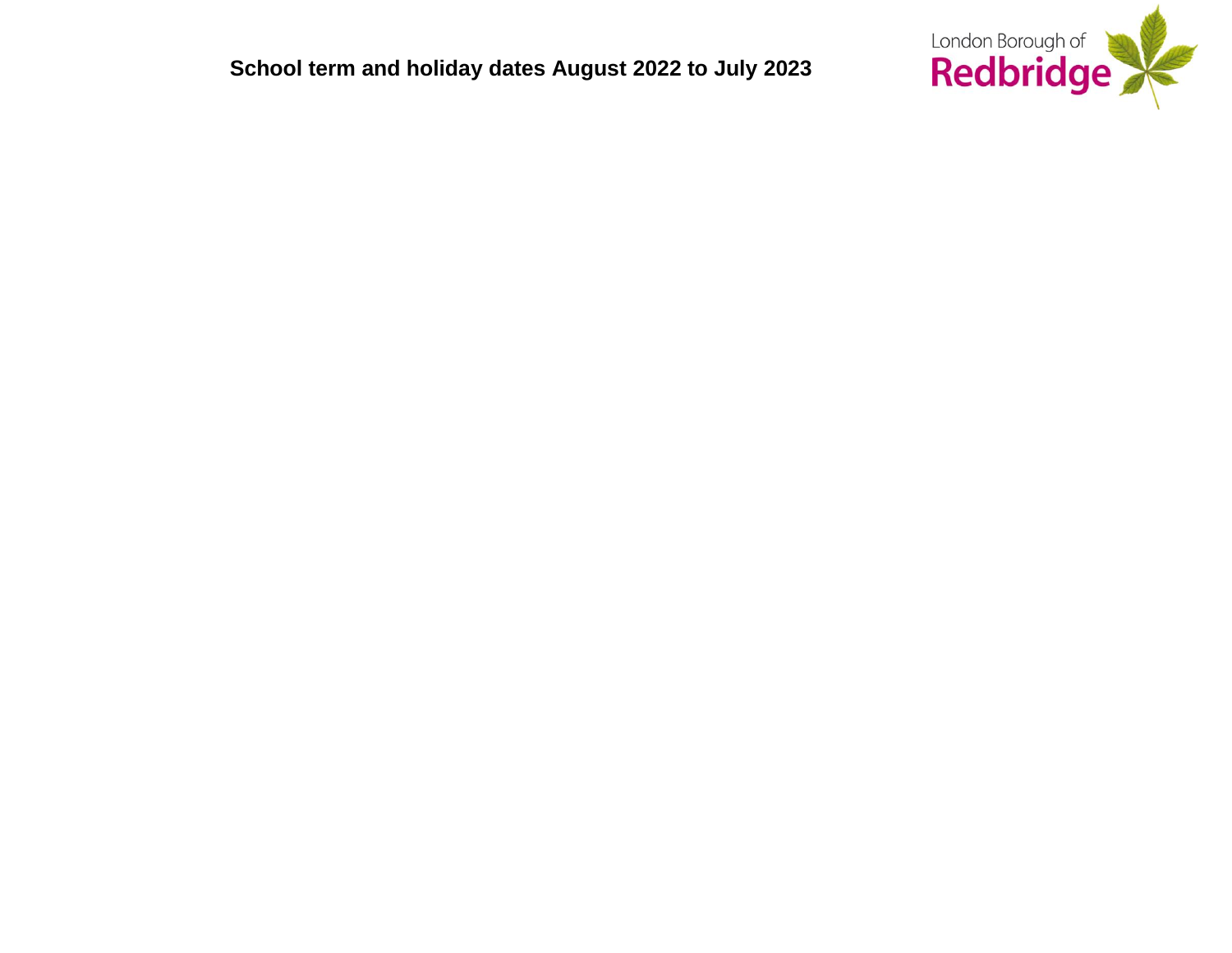**School term and holiday dates August 2022 to July 2023**